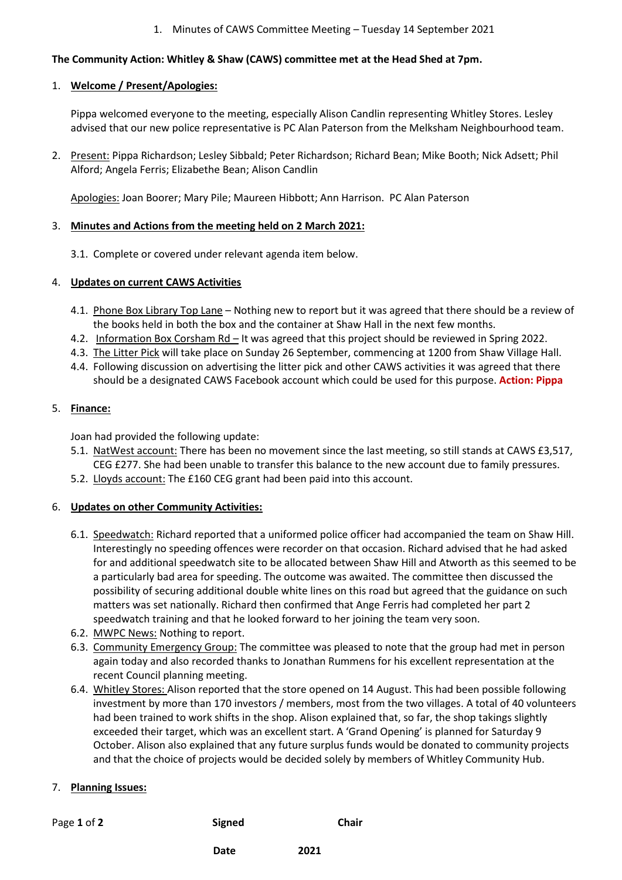1. Minutes of CAWS Committee Meeting – Tuesday 14 September 2021

**The Community Action: Whitley & Shaw (CAWS) committee met at the Head Shed at 7pm.**

1. **Welcome / Present/Apologies:**

   Pippa welcomed everyone to the meeting, especially Alison Candlin representing Whitley Stores. Lesley advised that our new police representative is PC Alan Paterson from the Melksham Neighbourhood team.

2. Present: Pippa Richardson; Lesley Sibbald; Peter Richardson; Richard Bean; Mike Booth; Nick Adsett; Phil Alford; Angela Ferris; Elizabethe Bean; Alison Candlin

   Apologies: Joan Boorer; Mary Pile; Maureen Hibbott; Ann Harrison. PC Alan Paterson

3. **Minutes and Actions from the meeting held on 2 March 2021:**

   3.1. Complete or covered under relevant agenda item below.

4. **Updates on current CAWS Activities**

   4.1. Phone Box Library Top Lane – Nothing new to report but it was agreed that there should be a review of the books held in both the box and the container at Shaw Hall in the next few months.

   4.2. Information Box Corsham Rd – It was agreed that this project should be reviewed in Spring 2022.

   4.3. The Litter Pick will take place on Sunday 26 September, commencing at 1200 from Shaw Village Hall.

   4.4. Following discussion on advertising the litter pick and other CAWS activities it was agreed that there should be a designated CAWS Facebook account which could be used for this purpose. **Action: Pippa**

5. **Finance:**

   Joan had provided the following update:

   5.1. NatWest account: There has been no movement since the last meeting, so still stands at CAWS £3,517, CEG £277. She had been unable to transfer this balance to the new account due to family pressures.

   5.2. Lloyds account: The £160 CEG grant had been paid into this account.

6. **Updates on other Community Activities:**

   6.1. Speedwatch: Richard reported that a uniformed police officer had accompanied the team on Shaw Hill. Interestingly no speeding offences were recorder on that occasion. Richard advised that he had asked for and additional speedwatch site to be allocated between Shaw Hill and Atworth as this seemed to be a particularly bad area for speeding. The outcome was awaited. The committee then discussed the possibility of securing additional double white lines on this road but agreed that the guidance on such matters was set nationally. Richard then confirmed that Ange Ferris had completed her part 2 speedwatch training and that he looked forward to her joining the team very soon.

   6.2. MWPC News: Nothing to report.

   6.3. Community Emergency Group: The committee was pleased to note that the group had met in person again today and also recorded thanks to Jonathan Rummens for his excellent representation at the recent Council planning meeting.

   6.4. Whitley Stores: Alison reported that the store opened on 14 August. This had been possible following investment by more than 170 investors / members, most from the two villages. A total of 40 volunteers had been trained to work shifts in the shop. Alison explained that, so far, the shop takings slightly exceeded their target, which was an excellent start. A 'Grand Opening' is planned for Saturday 9 October. Alison also explained that any future surplus funds would be donated to community projects and that the choice of projects would be decided solely by members of Whitley Community Hub.

7. **Planning Issues:**

**Signed** **Chair**

**Date** **2021**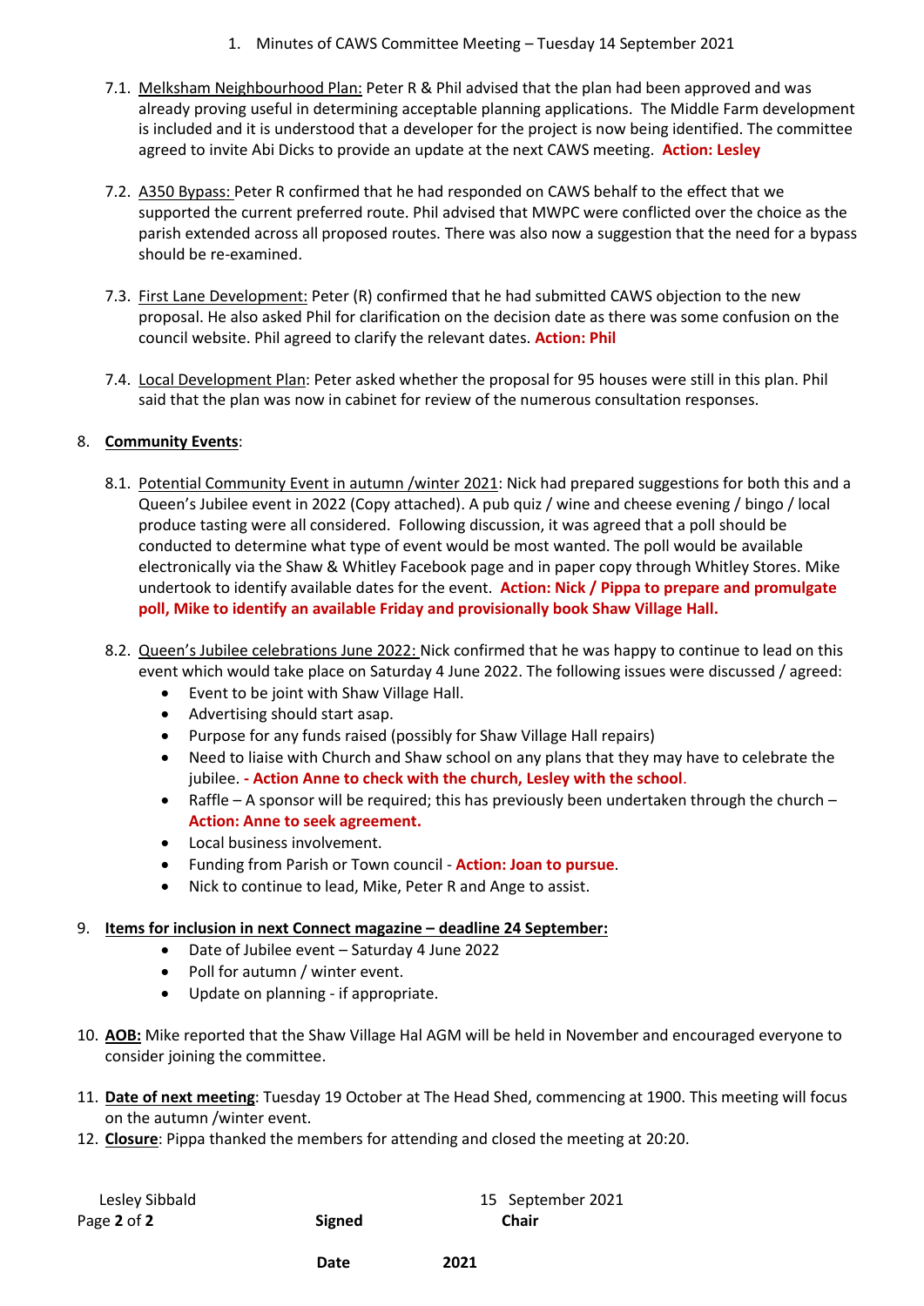1. Minutes of CAWS Committee Meeting – Tuesday 14 September 2021

7.1. Melksham Neighbourhood Plan: Peter R & Phil advised that the plan had been approved and was already proving useful in determining acceptable planning applications. The Middle Farm development is included and it is understood that a developer for the project is now being identified. The committee agreed to invite Abi Dicks to provide an update at the next CAWS meeting. **Action: Lesley**

7.2. A350 Bypass: Peter R confirmed that he had responded on CAWS behalf to the effect that we supported the current preferred route. Phil advised that MWPC were conflicted over the choice as the parish extended across all proposed routes. There was also now a suggestion that the need for a bypass should be re-examined.

7.3. First Lane Development: Peter (R) confirmed that he had submitted CAWS objection to the new proposal. He also asked Phil for clarification on the decision date as there was some confusion on the council website. Phil agreed to clarify the relevant dates. **Action: Phil**

7.4. Local Development Plan: Peter asked whether the proposal for 95 houses were still in this plan. Phil said that the plan was now in cabinet for review of the numerous consultation responses.

8. **Community Events**:

8.1. Potential Community Event in autumn /winter 2021: Nick had prepared suggestions for both this and a Queen's Jubilee event in 2022 (Copy attached). A pub quiz / wine and cheese evening / bingo / local produce tasting were all considered. Following discussion, it was agreed that a poll should be conducted to determine what type of event would be most wanted. The poll would be available electronically via the Shaw & Whitley Facebook page and in paper copy through Whitley Stores. Mike undertook to identify available dates for the event. **Action: Nick / Pippa to prepare and promulgate poll, Mike to identify an available Friday and provisionally book Shaw Village Hall.**

8.2. Queen's Jubilee celebrations June 2022: Nick confirmed that he was happy to continue to lead on this event which would take place on Saturday 4 June 2022. The following issues were discussed / agreed:

- Event to be joint with Shaw Village Hall.
- Advertising should start asap.
- Purpose for any funds raised (possibly for Shaw Village Hall repairs)
- Need to liaise with Church and Shaw school on any plans that they may have to celebrate the jubilee. **- Action Anne to check with the church, Lesley with the school**.
- Raffle – A sponsor will be required; this has previously been undertaken through the church – **Action: Anne to seek agreement.**
- Local business involvement.
- Funding from Parish or Town council - **Action: Joan to pursue**.
- Nick to continue to lead, Mike, Peter R and Ange to assist.

9. **Items for inclusion in next Connect magazine – deadline 24 September:**
   - Date of Jubilee event – Saturday 4 June 2022
   - Poll for autumn / winter event.
   - Update on planning - if appropriate.

10. **AOB:** Mike reported that the Shaw Village Hal AGM will be held in November and encouraged everyone to consider joining the committee.

11. **Date of next meeting**: Tuesday 19 October at The Head Shed, commencing at 1900. This meeting will focus on the autumn /winter event.

12. **Closure**: Pippa thanked the members for attending and closed the meeting at 20:20.

Lesley Sibbald 15 September 2021

**Signed** **Chair**

**Date** **2021**